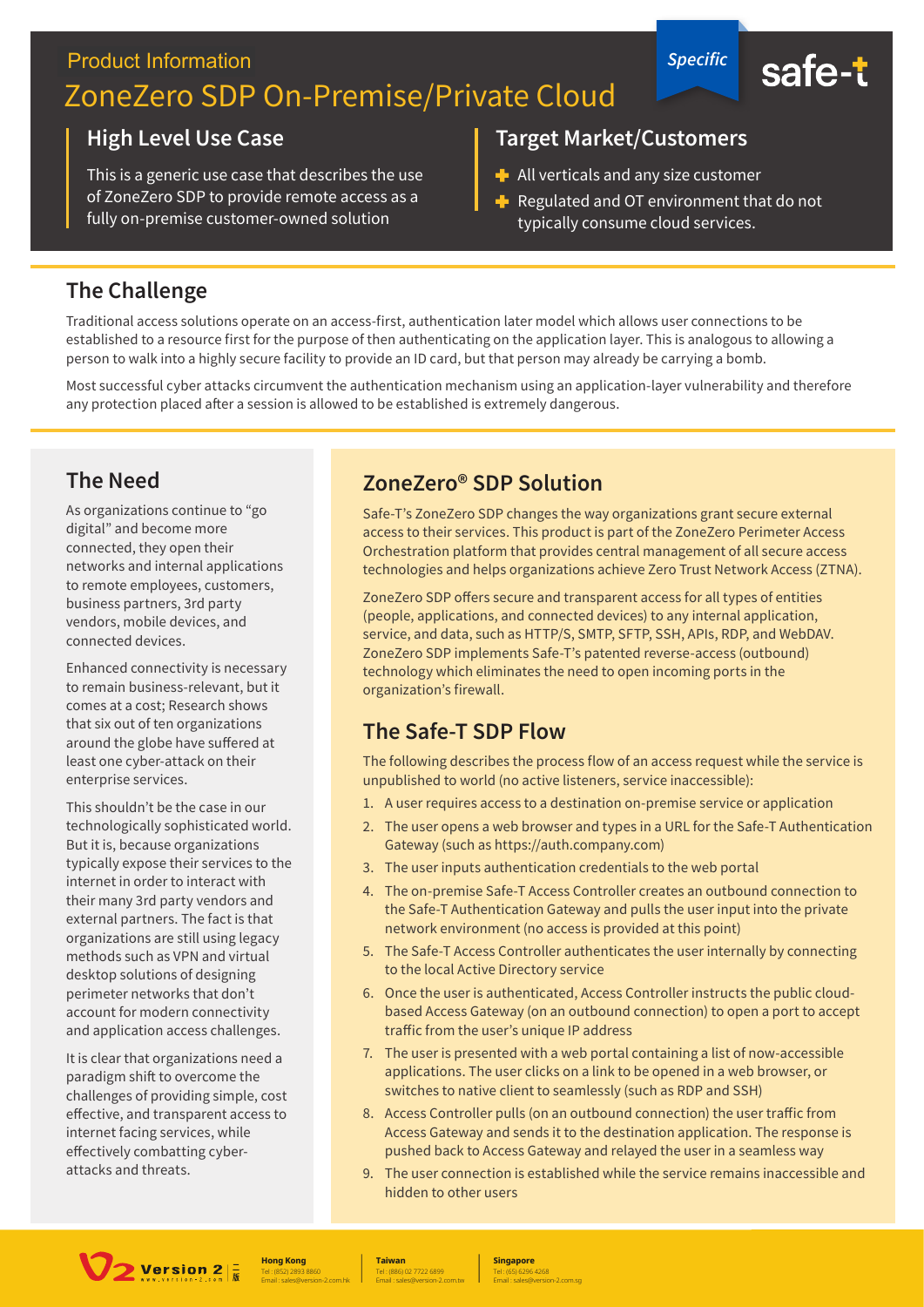Product Information

# ZoneZero SDP On-Premise/Private Cloud

*Specific*

safe-t

## High Level Use Case

This is a generic use case that describes the use of ZoneZero SDP to provide remote access as a fully on-premise customer-owned solution

## Target Market/Customers

- All verticals and any size customer
- Regulated and OT environment that do not typically consume cloud services.

## The Challenge

Traditional access solutions operate on an access-first, authentication later model which allows user connections to be established to a resource first for the purpose of then authenticating on the application layer. This is analogous to allowing a person to walk into a highly secure facility to provide an ID card, but that person may already be carrying a bomb.

Most successful cyber attacks circumvent the authentication mechanism using an application-layer vulnerability and therefore any protection placed after a session is allowed to be established is extremely dangerous.

## The Need

As organizations continue to "go digital" and become more connected, they open their networks and internal applications to remote employees, customers, business partners, 3rd party vendors, mobile devices, and connected devices.

Enhanced connectivity is necessary to remain business-relevant, but it comes at a cost; Research shows that six out of ten organizations around the globe have suffered at least one cyber-attack on their enterprise services.

This shouldn't be the case in our technologically sophisticated world. But it is, because organizations typically expose their services to the internet in order to interact with their many 3rd party vendors and external partners. The fact is that organizations are still using legacy methods such as VPN and virtual desktop solutions of designing perimeter networks that don't account for modern connectivity and application access challenges.

It is clear that organizations need a paradigm shift to overcome the challenges of providing simple, cost effective, and transparent access to internet facing services, while effectively combatting cyber-attacks and threats.

## ZoneZero® SDP Solution

Safe-T's ZoneZero SDP changes the way organizations grant secure external access to their services. This product is part of the ZoneZero Perimeter Access Orchestration platform that provides central management of all secure access technologies and helps organizations achieve Zero Trust Network Access (ZTNA).

ZoneZero SDP offers secure and transparent access for all types of entities (people, applications, and connected devices) to any internal application, service, and data, such as HTTP/S, SMTP, SFTP, SSH, APIs, RDP, and WebDAV. ZoneZero SDP implements Safe-T's patented reverse-access (outbound) technology which eliminates the need to open incoming ports in the organization's firewall.

## The Safe-T SDP Flow

The following describes the process flow of an access request while the service is unpublished to world (no active listeners, service inaccessible):

1. A user requires access to a destination on-premise service or application
2. The user opens a web browser and types in a URL for the Safe-T Authentication Gateway (such as https://auth.company.com)
3. The user inputs authentication credentials to the web portal
4. The on-premise Safe-T Access Controller creates an outbound connection to the Safe-T Authentication Gateway and pulls the user input into the private network environment (no access is provided at this point)
5. The Safe-T Access Controller authenticates the user internally by connecting to the local Active Directory service
6. Once the user is authenticated, Access Controller instructs the public cloud-based Access Gateway (on an outbound connection) to open a port to accept traffic from the user's unique IP address
7. The user is presented with a web portal containing a list of now-accessible applications. The user clicks on a link to be opened in a web browser, or switches to native client to seamlessly (such as RDP and SSH)
8. Access Controller pulls (on an outbound connection) the user traffic from Access Gateway and sends it to the destination application. The response is pushed back to Access Gateway and relayed the user in a seamless way
9. The user connection is established while the service remains inaccessible and hidden to other users

Version 2

**Hong Kong**
Tel : (852) 2893 8860
Email : sales@version-2.com.hk

**Taiwan**
Tel : (886) 02 7722 6899
Email : sales@version-2.com.tw

**Singapore**
Tel : (65) 6296 4268
Email : sales@version-2.com.sg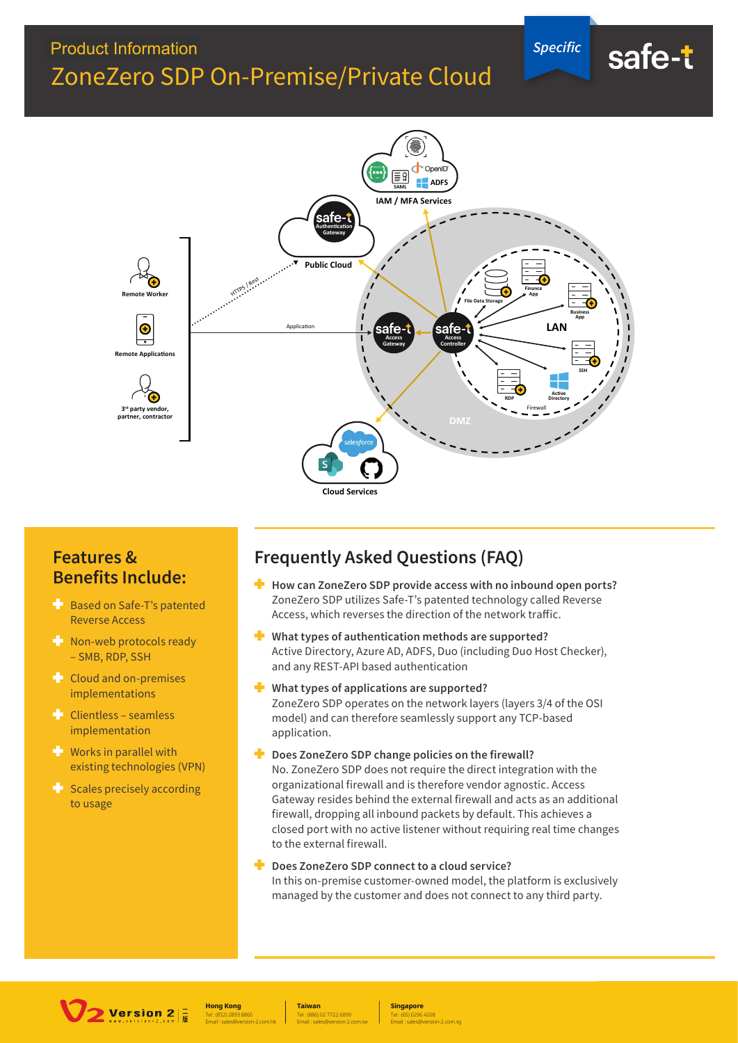# Product Information

## ZoneZero SDP On-Premise/Private Cloud

Specific

safe-t

IAM / MFA Services

SAML

OpenID

ADFS

Authentication Gateway

Public Cloud

HTTPS / Rest

Remote Worker

Remote Applications

3rd party vendor, partner, contractor

Application

Access Gateway

Access Controller

File Data Storage

Finance App

Business App

LAN

SSH

RDP

Active Directory

Firewall

DMZ

salesforce

Cloud Services

## Features & Benefits Include:

- Based on Safe-T's patented Reverse Access
- Non-web protocols ready – SMB, RDP, SSH
- Cloud and on-premises implementations
- Clientless – seamless implementation
- Works in parallel with existing technologies (VPN)
- Scales precisely according to usage

## Frequently Asked Questions (FAQ)

**How can ZoneZero SDP provide access with no inbound open ports?**
ZoneZero SDP utilizes Safe-T's patented technology called Reverse Access, which reverses the direction of the network traffic.

**What types of authentication methods are supported?**
Active Directory, Azure AD, ADFS, Duo (including Duo Host Checker), and any REST-API based authentication

**What types of applications are supported?**
ZoneZero SDP operates on the network layers (layers 3/4 of the OSI model) and can therefore seamlessly support any TCP-based application.

**Does ZoneZero SDP change policies on the firewall?**
No. ZoneZero SDP does not require the direct integration with the organizational firewall and is therefore vendor agnostic. Access Gateway resides behind the external firewall and acts as an additional firewall, dropping all inbound packets by default. This achieves a closed port with no active listener without requiring real time changes to the external firewall.

**Does ZoneZero SDP connect to a cloud service?**
In this on-premise customer-owned model, the platform is exclusively managed by the customer and does not connect to any third party.

Version 2

**Hong Kong**
Tel : (852) 2893 8860
Email : sales@version-2.com.hk

**Taiwan**
Tel : (886) 02 7722 6899
Email : sales@version-2.com.tw

**Singapore**
Tel : (65) 6296 4268
Email : sales@version-2.com.sg